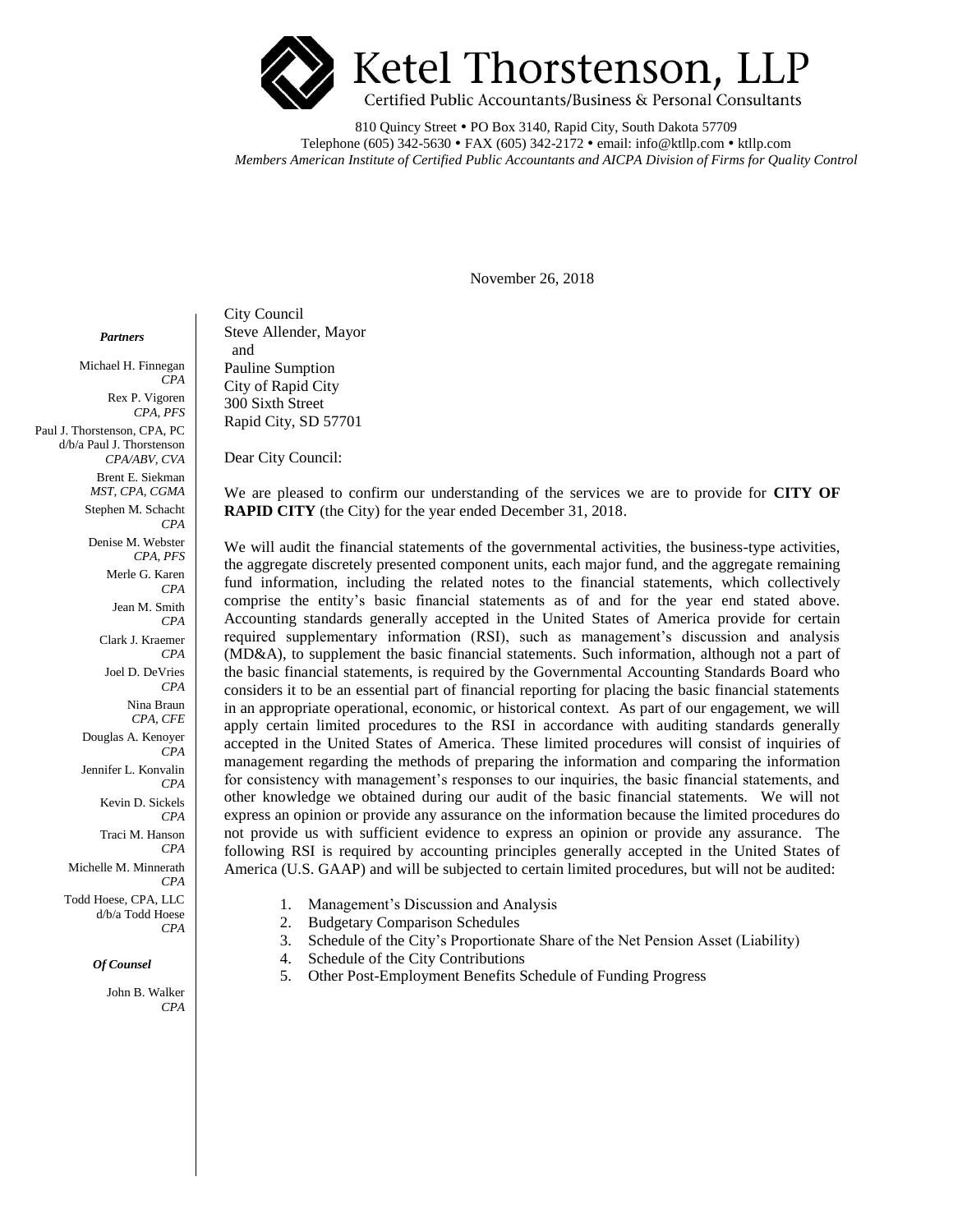# Ketel Thorstenson, LLP

Certified Public Accountants/Business & Personal Consultants

810 Quincy Street • PO Box 3140, Rapid City, South Dakota 57709
Telephone (605) 342-5630 • FAX (605) 342-2172 • email: info@ktllp.com • ktllp.com
*Members American Institute of Certified Public Accountants and AICPA Division of Firms for Quality Control*

***Partners***

Michael H. Finnegan, *CPA*
Rex P. Vigoren, *CPA, PFS*
Paul J. Thorstenson, CPA, PC d/b/a Paul J. Thorstenson, *CPA/ABV, CVA*
Brent E. Siekman, *MST, CPA, CGMA*
Stephen M. Schacht, *CPA*
Denise M. Webster, *CPA, PFS*
Merle G. Karen, *CPA*
Jean M. Smith, *CPA*
Clark J. Kraemer, *CPA*
Joel D. DeVries, *CPA*
Nina Braun, *CPA, CFE*
Douglas A. Kenoyer, *CPA*
Jennifer L. Konvalin, *CPA*
Kevin D. Sickels, *CPA*
Traci M. Hanson, *CPA*
Michelle M. Minnerath, *CPA*
Todd Hoese, CPA, LLC d/b/a Todd Hoese, *CPA*

***Of Counsel***

John B. Walker, *CPA*

November 26, 2018

City Council
Steve Allender, Mayor
and
Pauline Sumption
City of Rapid City
300 Sixth Street
Rapid City, SD 57701

Dear City Council:

We are pleased to confirm our understanding of the services we are to provide for **CITY OF RAPID CITY** (the City) for the year ended December 31, 2018.

We will audit the financial statements of the governmental activities, the business-type activities, the aggregate discretely presented component units, each major fund, and the aggregate remaining fund information, including the related notes to the financial statements, which collectively comprise the entity's basic financial statements as of and for the year end stated above. Accounting standards generally accepted in the United States of America provide for certain required supplementary information (RSI), such as management's discussion and analysis (MD&A), to supplement the basic financial statements. Such information, although not a part of the basic financial statements, is required by the Governmental Accounting Standards Board who considers it to be an essential part of financial reporting for placing the basic financial statements in an appropriate operational, economic, or historical context. As part of our engagement, we will apply certain limited procedures to the RSI in accordance with auditing standards generally accepted in the United States of America. These limited procedures will consist of inquiries of management regarding the methods of preparing the information and comparing the information for consistency with management's responses to our inquiries, the basic financial statements, and other knowledge we obtained during our audit of the basic financial statements. We will not express an opinion or provide any assurance on the information because the limited procedures do not provide us with sufficient evidence to express an opinion or provide any assurance. The following RSI is required by accounting principles generally accepted in the United States of America (U.S. GAAP) and will be subjected to certain limited procedures, but will not be audited:

1. Management's Discussion and Analysis
2. Budgetary Comparison Schedules
3. Schedule of the City's Proportionate Share of the Net Pension Asset (Liability)
4. Schedule of the City Contributions
5. Other Post-Employment Benefits Schedule of Funding Progress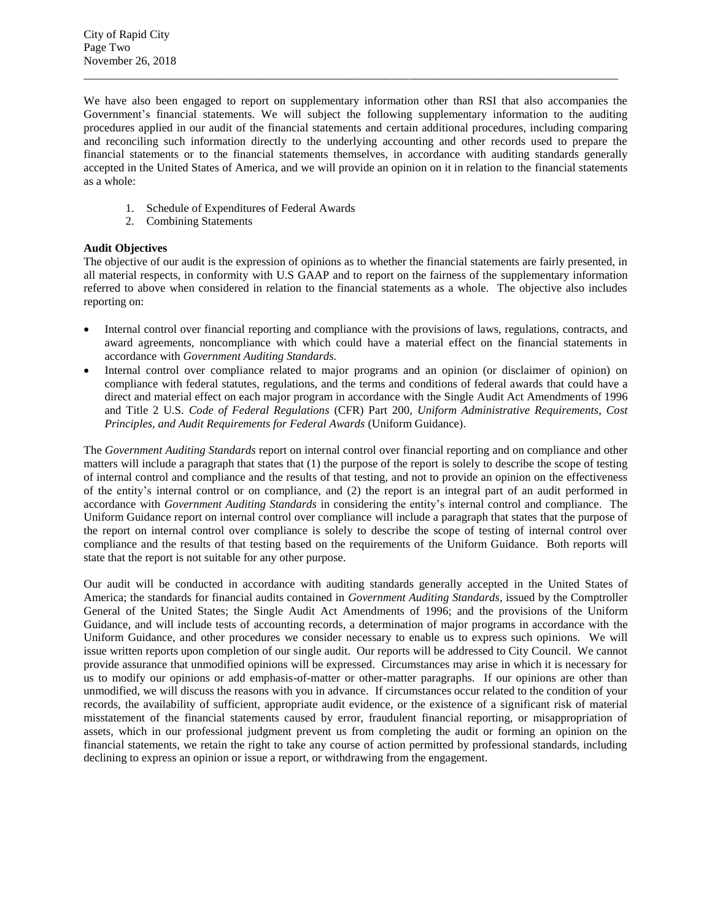We have also been engaged to report on supplementary information other than RSI that also accompanies the Government's financial statements. We will subject the following supplementary information to the auditing procedures applied in our audit of the financial statements and certain additional procedures, including comparing and reconciling such information directly to the underlying accounting and other records used to prepare the financial statements or to the financial statements themselves, in accordance with auditing standards generally accepted in the United States of America, and we will provide an opinion on it in relation to the financial statements as a whole:

1. Schedule of Expenditures of Federal Awards
2. Combining Statements

**Audit Objectives**

The objective of our audit is the expression of opinions as to whether the financial statements are fairly presented, in all material respects, in conformity with U.S GAAP and to report on the fairness of the supplementary information referred to above when considered in relation to the financial statements as a whole. The objective also includes reporting on:

- Internal control over financial reporting and compliance with the provisions of laws, regulations, contracts, and award agreements, noncompliance with which could have a material effect on the financial statements in accordance with *Government Auditing Standards.*
- Internal control over compliance related to major programs and an opinion (or disclaimer of opinion) on compliance with federal statutes, regulations, and the terms and conditions of federal awards that could have a direct and material effect on each major program in accordance with the Single Audit Act Amendments of 1996 and Title 2 U.S. *Code of Federal Regulations* (CFR) Part 200, *Uniform Administrative Requirements, Cost Principles, and Audit Requirements for Federal Awards* (Uniform Guidance).

The *Government Auditing Standards* report on internal control over financial reporting and on compliance and other matters will include a paragraph that states that (1) the purpose of the report is solely to describe the scope of testing of internal control and compliance and the results of that testing, and not to provide an opinion on the effectiveness of the entity's internal control or on compliance, and (2) the report is an integral part of an audit performed in accordance with *Government Auditing Standards* in considering the entity's internal control and compliance. The Uniform Guidance report on internal control over compliance will include a paragraph that states that the purpose of the report on internal control over compliance is solely to describe the scope of testing of internal control over compliance and the results of that testing based on the requirements of the Uniform Guidance. Both reports will state that the report is not suitable for any other purpose.

Our audit will be conducted in accordance with auditing standards generally accepted in the United States of America; the standards for financial audits contained in *Government Auditing Standards*, issued by the Comptroller General of the United States; the Single Audit Act Amendments of 1996; and the provisions of the Uniform Guidance, and will include tests of accounting records, a determination of major programs in accordance with the Uniform Guidance, and other procedures we consider necessary to enable us to express such opinions. We will issue written reports upon completion of our single audit. Our reports will be addressed to City Council. We cannot provide assurance that unmodified opinions will be expressed. Circumstances may arise in which it is necessary for us to modify our opinions or add emphasis-of-matter or other-matter paragraphs. If our opinions are other than unmodified, we will discuss the reasons with you in advance. If circumstances occur related to the condition of your records, the availability of sufficient, appropriate audit evidence, or the existence of a significant risk of material misstatement of the financial statements caused by error, fraudulent financial reporting, or misappropriation of assets, which in our professional judgment prevent us from completing the audit or forming an opinion on the financial statements, we retain the right to take any course of action permitted by professional standards, including declining to express an opinion or issue a report, or withdrawing from the engagement.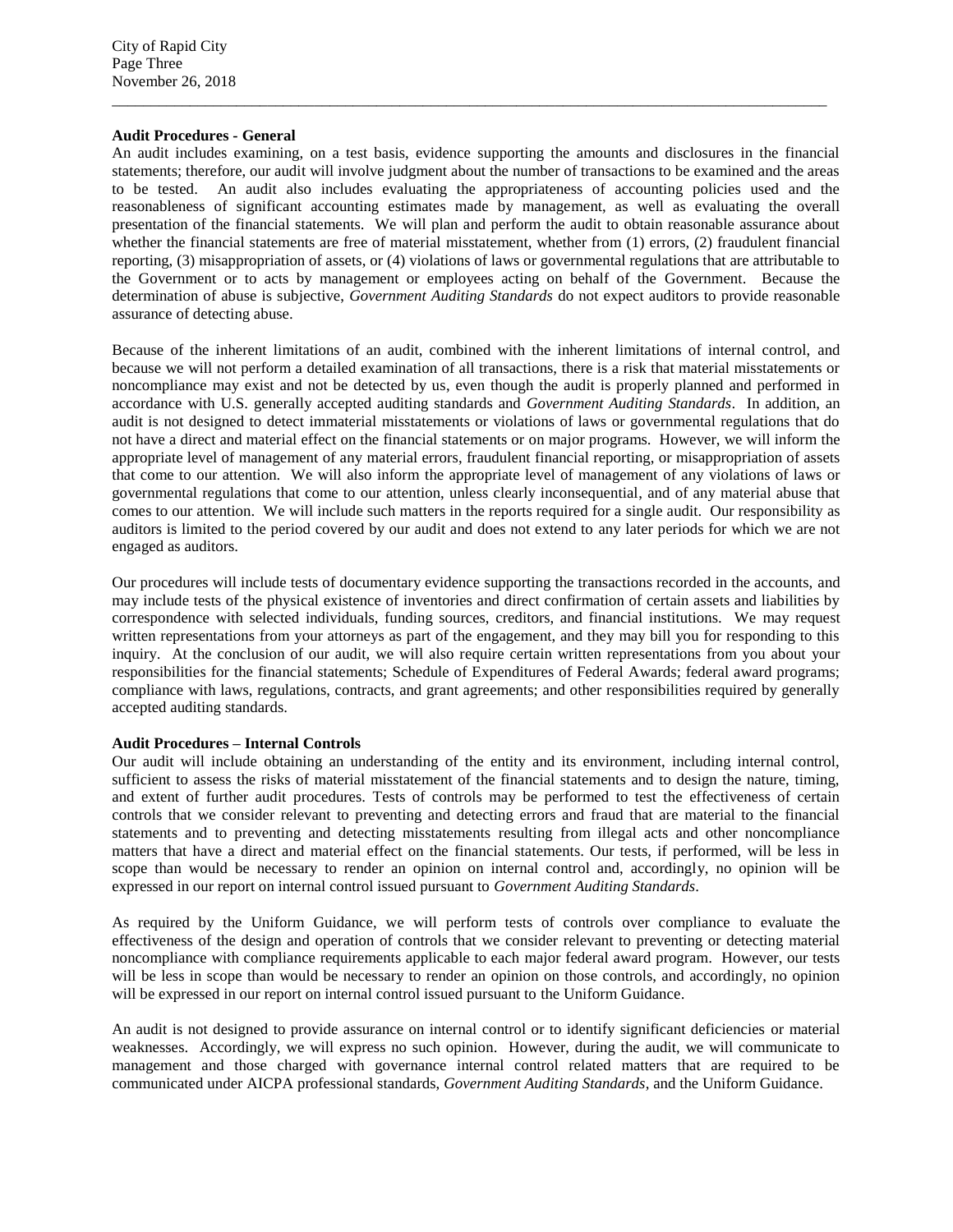**Audit Procedures - General**

An audit includes examining, on a test basis, evidence supporting the amounts and disclosures in the financial statements; therefore, our audit will involve judgment about the number of transactions to be examined and the areas to be tested. An audit also includes evaluating the appropriateness of accounting policies used and the reasonableness of significant accounting estimates made by management, as well as evaluating the overall presentation of the financial statements. We will plan and perform the audit to obtain reasonable assurance about whether the financial statements are free of material misstatement, whether from (1) errors, (2) fraudulent financial reporting, (3) misappropriation of assets, or (4) violations of laws or governmental regulations that are attributable to the Government or to acts by management or employees acting on behalf of the Government. Because the determination of abuse is subjective, *Government Auditing Standards* do not expect auditors to provide reasonable assurance of detecting abuse.

Because of the inherent limitations of an audit, combined with the inherent limitations of internal control, and because we will not perform a detailed examination of all transactions, there is a risk that material misstatements or noncompliance may exist and not be detected by us, even though the audit is properly planned and performed in accordance with U.S. generally accepted auditing standards and *Government Auditing Standards*. In addition, an audit is not designed to detect immaterial misstatements or violations of laws or governmental regulations that do not have a direct and material effect on the financial statements or on major programs. However, we will inform the appropriate level of management of any material errors, fraudulent financial reporting, or misappropriation of assets that come to our attention. We will also inform the appropriate level of management of any violations of laws or governmental regulations that come to our attention, unless clearly inconsequential, and of any material abuse that comes to our attention. We will include such matters in the reports required for a single audit. Our responsibility as auditors is limited to the period covered by our audit and does not extend to any later periods for which we are not engaged as auditors.

Our procedures will include tests of documentary evidence supporting the transactions recorded in the accounts, and may include tests of the physical existence of inventories and direct confirmation of certain assets and liabilities by correspondence with selected individuals, funding sources, creditors, and financial institutions. We may request written representations from your attorneys as part of the engagement, and they may bill you for responding to this inquiry. At the conclusion of our audit, we will also require certain written representations from you about your responsibilities for the financial statements; Schedule of Expenditures of Federal Awards; federal award programs; compliance with laws, regulations, contracts, and grant agreements; and other responsibilities required by generally accepted auditing standards.

**Audit Procedures – Internal Controls**

Our audit will include obtaining an understanding of the entity and its environment, including internal control, sufficient to assess the risks of material misstatement of the financial statements and to design the nature, timing, and extent of further audit procedures. Tests of controls may be performed to test the effectiveness of certain controls that we consider relevant to preventing and detecting errors and fraud that are material to the financial statements and to preventing and detecting misstatements resulting from illegal acts and other noncompliance matters that have a direct and material effect on the financial statements. Our tests, if performed, will be less in scope than would be necessary to render an opinion on internal control and, accordingly, no opinion will be expressed in our report on internal control issued pursuant to *Government Auditing Standards*.

As required by the Uniform Guidance, we will perform tests of controls over compliance to evaluate the effectiveness of the design and operation of controls that we consider relevant to preventing or detecting material noncompliance with compliance requirements applicable to each major federal award program. However, our tests will be less in scope than would be necessary to render an opinion on those controls, and accordingly, no opinion will be expressed in our report on internal control issued pursuant to the Uniform Guidance.

An audit is not designed to provide assurance on internal control or to identify significant deficiencies or material weaknesses. Accordingly, we will express no such opinion. However, during the audit, we will communicate to management and those charged with governance internal control related matters that are required to be communicated under AICPA professional standards, *Government Auditing Standards*, and the Uniform Guidance.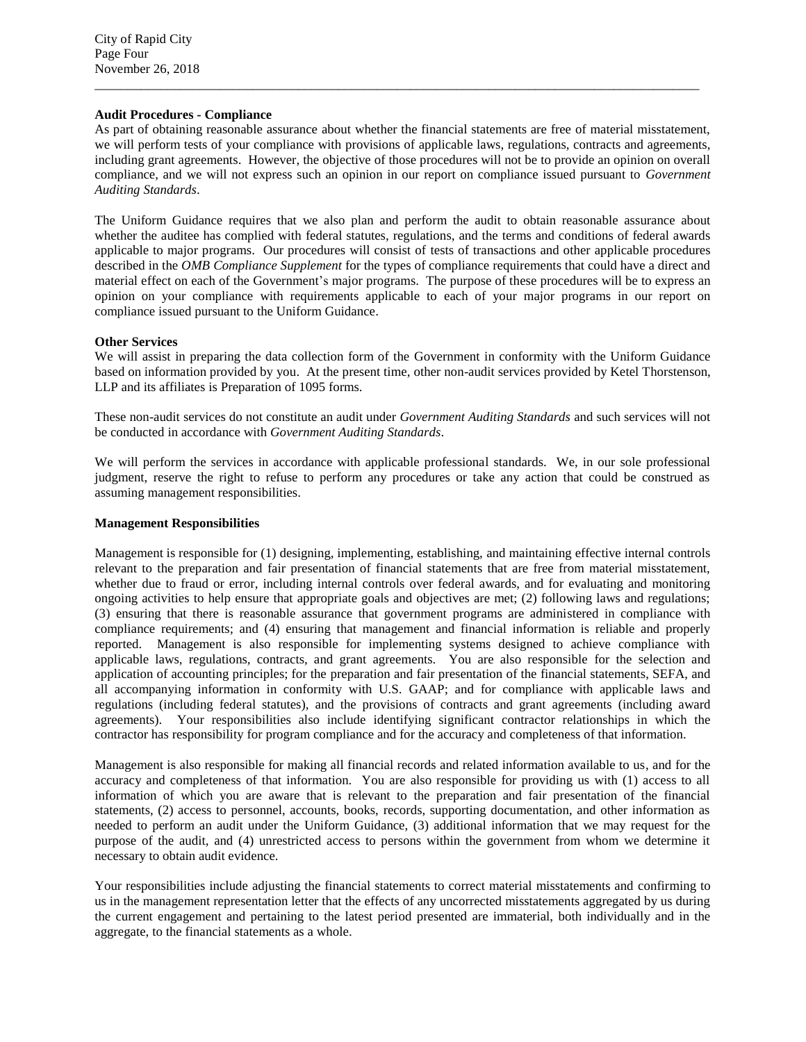**Audit Procedures - Compliance**

As part of obtaining reasonable assurance about whether the financial statements are free of material misstatement, we will perform tests of your compliance with provisions of applicable laws, regulations, contracts and agreements, including grant agreements. However, the objective of those procedures will not be to provide an opinion on overall compliance, and we will not express such an opinion in our report on compliance issued pursuant to *Government Auditing Standards*.

The Uniform Guidance requires that we also plan and perform the audit to obtain reasonable assurance about whether the auditee has complied with federal statutes, regulations, and the terms and conditions of federal awards applicable to major programs. Our procedures will consist of tests of transactions and other applicable procedures described in the *OMB Compliance Supplement* for the types of compliance requirements that could have a direct and material effect on each of the Government's major programs. The purpose of these procedures will be to express an opinion on your compliance with requirements applicable to each of your major programs in our report on compliance issued pursuant to the Uniform Guidance.

**Other Services**

We will assist in preparing the data collection form of the Government in conformity with the Uniform Guidance based on information provided by you. At the present time, other non-audit services provided by Ketel Thorstenson, LLP and its affiliates is Preparation of 1095 forms.

These non-audit services do not constitute an audit under *Government Auditing Standards* and such services will not be conducted in accordance with *Government Auditing Standards*.

We will perform the services in accordance with applicable professional standards. We, in our sole professional judgment, reserve the right to refuse to perform any procedures or take any action that could be construed as assuming management responsibilities.

**Management Responsibilities**

Management is responsible for (1) designing, implementing, establishing, and maintaining effective internal controls relevant to the preparation and fair presentation of financial statements that are free from material misstatement, whether due to fraud or error, including internal controls over federal awards, and for evaluating and monitoring ongoing activities to help ensure that appropriate goals and objectives are met; (2) following laws and regulations; (3) ensuring that there is reasonable assurance that government programs are administered in compliance with compliance requirements; and (4) ensuring that management and financial information is reliable and properly reported. Management is also responsible for implementing systems designed to achieve compliance with applicable laws, regulations, contracts, and grant agreements. You are also responsible for the selection and application of accounting principles; for the preparation and fair presentation of the financial statements, SEFA, and all accompanying information in conformity with U.S. GAAP; and for compliance with applicable laws and regulations (including federal statutes), and the provisions of contracts and grant agreements (including award agreements). Your responsibilities also include identifying significant contractor relationships in which the contractor has responsibility for program compliance and for the accuracy and completeness of that information.

Management is also responsible for making all financial records and related information available to us, and for the accuracy and completeness of that information. You are also responsible for providing us with (1) access to all information of which you are aware that is relevant to the preparation and fair presentation of the financial statements, (2) access to personnel, accounts, books, records, supporting documentation, and other information as needed to perform an audit under the Uniform Guidance, (3) additional information that we may request for the purpose of the audit, and (4) unrestricted access to persons within the government from whom we determine it necessary to obtain audit evidence.

Your responsibilities include adjusting the financial statements to correct material misstatements and confirming to us in the management representation letter that the effects of any uncorrected misstatements aggregated by us during the current engagement and pertaining to the latest period presented are immaterial, both individually and in the aggregate, to the financial statements as a whole.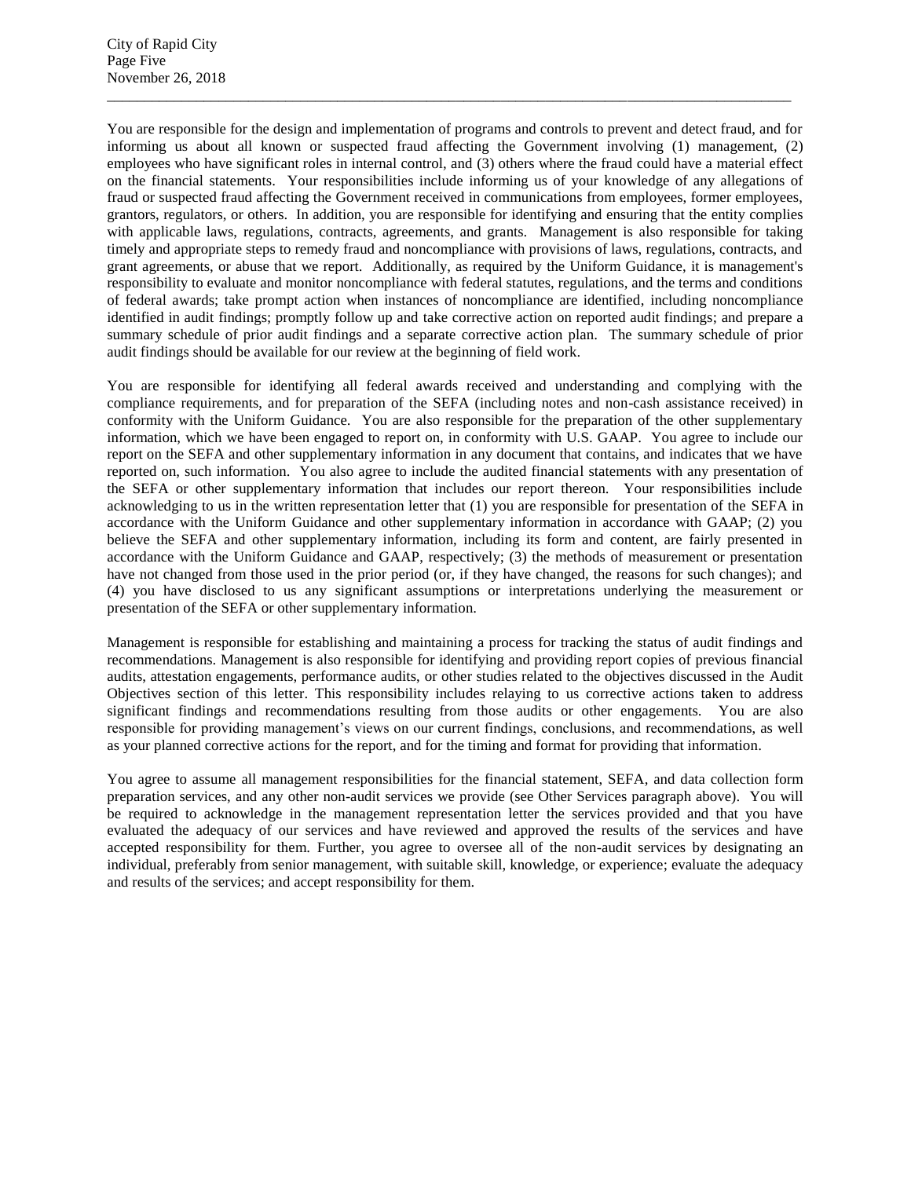You are responsible for the design and implementation of programs and controls to prevent and detect fraud, and for informing us about all known or suspected fraud affecting the Government involving (1) management, (2) employees who have significant roles in internal control, and (3) others where the fraud could have a material effect on the financial statements. Your responsibilities include informing us of your knowledge of any allegations of fraud or suspected fraud affecting the Government received in communications from employees, former employees, grantors, regulators, or others. In addition, you are responsible for identifying and ensuring that the entity complies with applicable laws, regulations, contracts, agreements, and grants. Management is also responsible for taking timely and appropriate steps to remedy fraud and noncompliance with provisions of laws, regulations, contracts, and grant agreements, or abuse that we report. Additionally, as required by the Uniform Guidance, it is management's responsibility to evaluate and monitor noncompliance with federal statutes, regulations, and the terms and conditions of federal awards; take prompt action when instances of noncompliance are identified, including noncompliance identified in audit findings; promptly follow up and take corrective action on reported audit findings; and prepare a summary schedule of prior audit findings and a separate corrective action plan. The summary schedule of prior audit findings should be available for our review at the beginning of field work.

You are responsible for identifying all federal awards received and understanding and complying with the compliance requirements, and for preparation of the SEFA (including notes and non-cash assistance received) in conformity with the Uniform Guidance. You are also responsible for the preparation of the other supplementary information, which we have been engaged to report on, in conformity with U.S. GAAP. You agree to include our report on the SEFA and other supplementary information in any document that contains, and indicates that we have reported on, such information. You also agree to include the audited financial statements with any presentation of the SEFA or other supplementary information that includes our report thereon. Your responsibilities include acknowledging to us in the written representation letter that (1) you are responsible for presentation of the SEFA in accordance with the Uniform Guidance and other supplementary information in accordance with GAAP; (2) you believe the SEFA and other supplementary information, including its form and content, are fairly presented in accordance with the Uniform Guidance and GAAP, respectively; (3) the methods of measurement or presentation have not changed from those used in the prior period (or, if they have changed, the reasons for such changes); and (4) you have disclosed to us any significant assumptions or interpretations underlying the measurement or presentation of the SEFA or other supplementary information.

Management is responsible for establishing and maintaining a process for tracking the status of audit findings and recommendations. Management is also responsible for identifying and providing report copies of previous financial audits, attestation engagements, performance audits, or other studies related to the objectives discussed in the Audit Objectives section of this letter. This responsibility includes relaying to us corrective actions taken to address significant findings and recommendations resulting from those audits or other engagements. You are also responsible for providing management's views on our current findings, conclusions, and recommendations, as well as your planned corrective actions for the report, and for the timing and format for providing that information.

You agree to assume all management responsibilities for the financial statement, SEFA, and data collection form preparation services, and any other non-audit services we provide (see Other Services paragraph above). You will be required to acknowledge in the management representation letter the services provided and that you have evaluated the adequacy of our services and have reviewed and approved the results of the services and have accepted responsibility for them. Further, you agree to oversee all of the non-audit services by designating an individual, preferably from senior management, with suitable skill, knowledge, or experience; evaluate the adequacy and results of the services; and accept responsibility for them.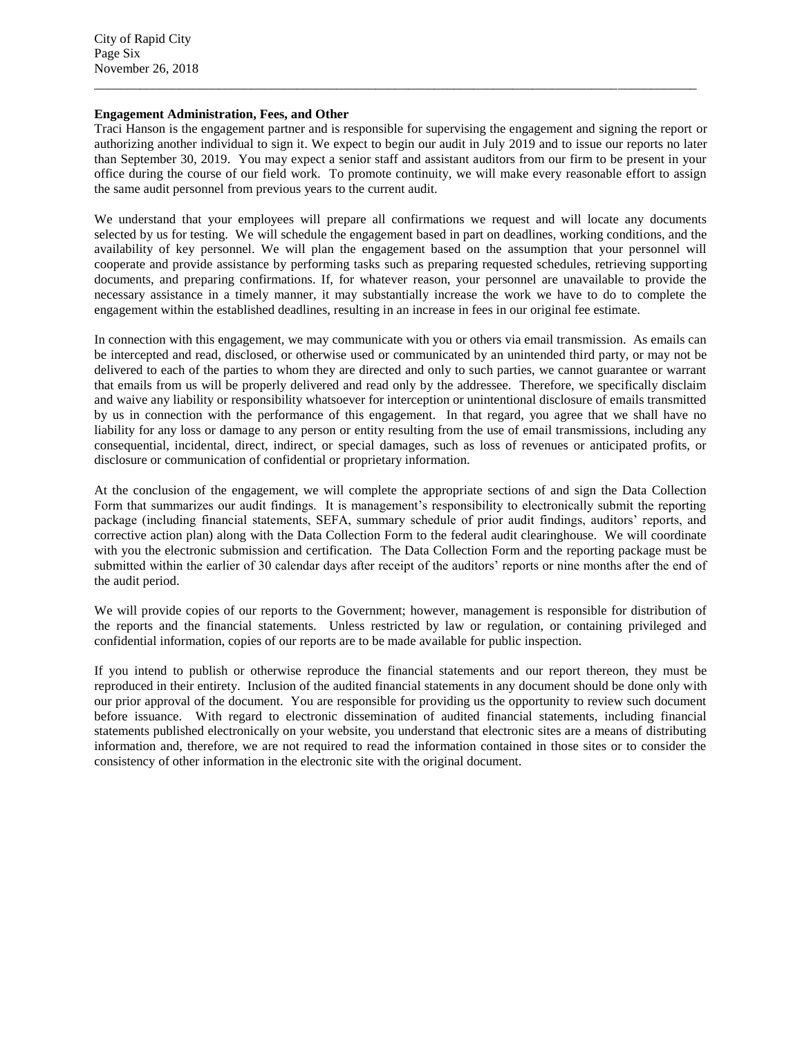**Engagement Administration, Fees, and Other**

Traci Hanson is the engagement partner and is responsible for supervising the engagement and signing the report or authorizing another individual to sign it. We expect to begin our audit in July 2019 and to issue our reports no later than September 30, 2019. You may expect a senior staff and assistant auditors from our firm to be present in your office during the course of our field work. To promote continuity, we will make every reasonable effort to assign the same audit personnel from previous years to the current audit.

We understand that your employees will prepare all confirmations we request and will locate any documents selected by us for testing. We will schedule the engagement based in part on deadlines, working conditions, and the availability of key personnel. We will plan the engagement based on the assumption that your personnel will cooperate and provide assistance by performing tasks such as preparing requested schedules, retrieving supporting documents, and preparing confirmations. If, for whatever reason, your personnel are unavailable to provide the necessary assistance in a timely manner, it may substantially increase the work we have to do to complete the engagement within the established deadlines, resulting in an increase in fees in our original fee estimate.

In connection with this engagement, we may communicate with you or others via email transmission. As emails can be intercepted and read, disclosed, or otherwise used or communicated by an unintended third party, or may not be delivered to each of the parties to whom they are directed and only to such parties, we cannot guarantee or warrant that emails from us will be properly delivered and read only by the addressee. Therefore, we specifically disclaim and waive any liability or responsibility whatsoever for interception or unintentional disclosure of emails transmitted by us in connection with the performance of this engagement. In that regard, you agree that we shall have no liability for any loss or damage to any person or entity resulting from the use of email transmissions, including any consequential, incidental, direct, indirect, or special damages, such as loss of revenues or anticipated profits, or disclosure or communication of confidential or proprietary information.

At the conclusion of the engagement, we will complete the appropriate sections of and sign the Data Collection Form that summarizes our audit findings. It is management's responsibility to electronically submit the reporting package (including financial statements, SEFA, summary schedule of prior audit findings, auditors' reports, and corrective action plan) along with the Data Collection Form to the federal audit clearinghouse. We will coordinate with you the electronic submission and certification. The Data Collection Form and the reporting package must be submitted within the earlier of 30 calendar days after receipt of the auditors' reports or nine months after the end of the audit period.

We will provide copies of our reports to the Government; however, management is responsible for distribution of the reports and the financial statements. Unless restricted by law or regulation, or containing privileged and confidential information, copies of our reports are to be made available for public inspection.

If you intend to publish or otherwise reproduce the financial statements and our report thereon, they must be reproduced in their entirety. Inclusion of the audited financial statements in any document should be done only with our prior approval of the document. You are responsible for providing us the opportunity to review such document before issuance. With regard to electronic dissemination of audited financial statements, including financial statements published electronically on your website, you understand that electronic sites are a means of distributing information and, therefore, we are not required to read the information contained in those sites or to consider the consistency of other information in the electronic site with the original document.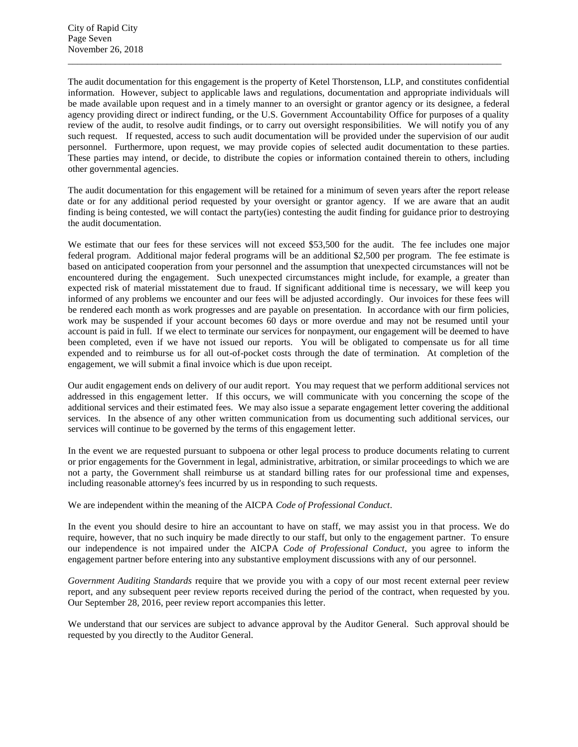The audit documentation for this engagement is the property of Ketel Thorstenson, LLP, and constitutes confidential information. However, subject to applicable laws and regulations, documentation and appropriate individuals will be made available upon request and in a timely manner to an oversight or grantor agency or its designee, a federal agency providing direct or indirect funding, or the U.S. Government Accountability Office for purposes of a quality review of the audit, to resolve audit findings, or to carry out oversight responsibilities. We will notify you of any such request. If requested, access to such audit documentation will be provided under the supervision of our audit personnel. Furthermore, upon request, we may provide copies of selected audit documentation to these parties. These parties may intend, or decide, to distribute the copies or information contained therein to others, including other governmental agencies.

The audit documentation for this engagement will be retained for a minimum of seven years after the report release date or for any additional period requested by your oversight or grantor agency. If we are aware that an audit finding is being contested, we will contact the party(ies) contesting the audit finding for guidance prior to destroying the audit documentation.

We estimate that our fees for these services will not exceed $53,500 for the audit. The fee includes one major federal program. Additional major federal programs will be an additional $2,500 per program. The fee estimate is based on anticipated cooperation from your personnel and the assumption that unexpected circumstances will not be encountered during the engagement. Such unexpected circumstances might include, for example, a greater than expected risk of material misstatement due to fraud. If significant additional time is necessary, we will keep you informed of any problems we encounter and our fees will be adjusted accordingly. Our invoices for these fees will be rendered each month as work progresses and are payable on presentation. In accordance with our firm policies, work may be suspended if your account becomes 60 days or more overdue and may not be resumed until your account is paid in full. If we elect to terminate our services for nonpayment, our engagement will be deemed to have been completed, even if we have not issued our reports. You will be obligated to compensate us for all time expended and to reimburse us for all out-of-pocket costs through the date of termination. At completion of the engagement, we will submit a final invoice which is due upon receipt.

Our audit engagement ends on delivery of our audit report. You may request that we perform additional services not addressed in this engagement letter. If this occurs, we will communicate with you concerning the scope of the additional services and their estimated fees. We may also issue a separate engagement letter covering the additional services. In the absence of any other written communication from us documenting such additional services, our services will continue to be governed by the terms of this engagement letter.

In the event we are requested pursuant to subpoena or other legal process to produce documents relating to current or prior engagements for the Government in legal, administrative, arbitration, or similar proceedings to which we are not a party, the Government shall reimburse us at standard billing rates for our professional time and expenses, including reasonable attorney's fees incurred by us in responding to such requests.

We are independent within the meaning of the AICPA *Code of Professional Conduct*.

In the event you should desire to hire an accountant to have on staff, we may assist you in that process. We do require, however, that no such inquiry be made directly to our staff, but only to the engagement partner. To ensure our independence is not impaired under the AICPA *Code of Professional Conduct*, you agree to inform the engagement partner before entering into any substantive employment discussions with any of our personnel.

*Government Auditing Standards* require that we provide you with a copy of our most recent external peer review report, and any subsequent peer review reports received during the period of the contract, when requested by you. Our September 28, 2016, peer review report accompanies this letter.

We understand that our services are subject to advance approval by the Auditor General. Such approval should be requested by you directly to the Auditor General.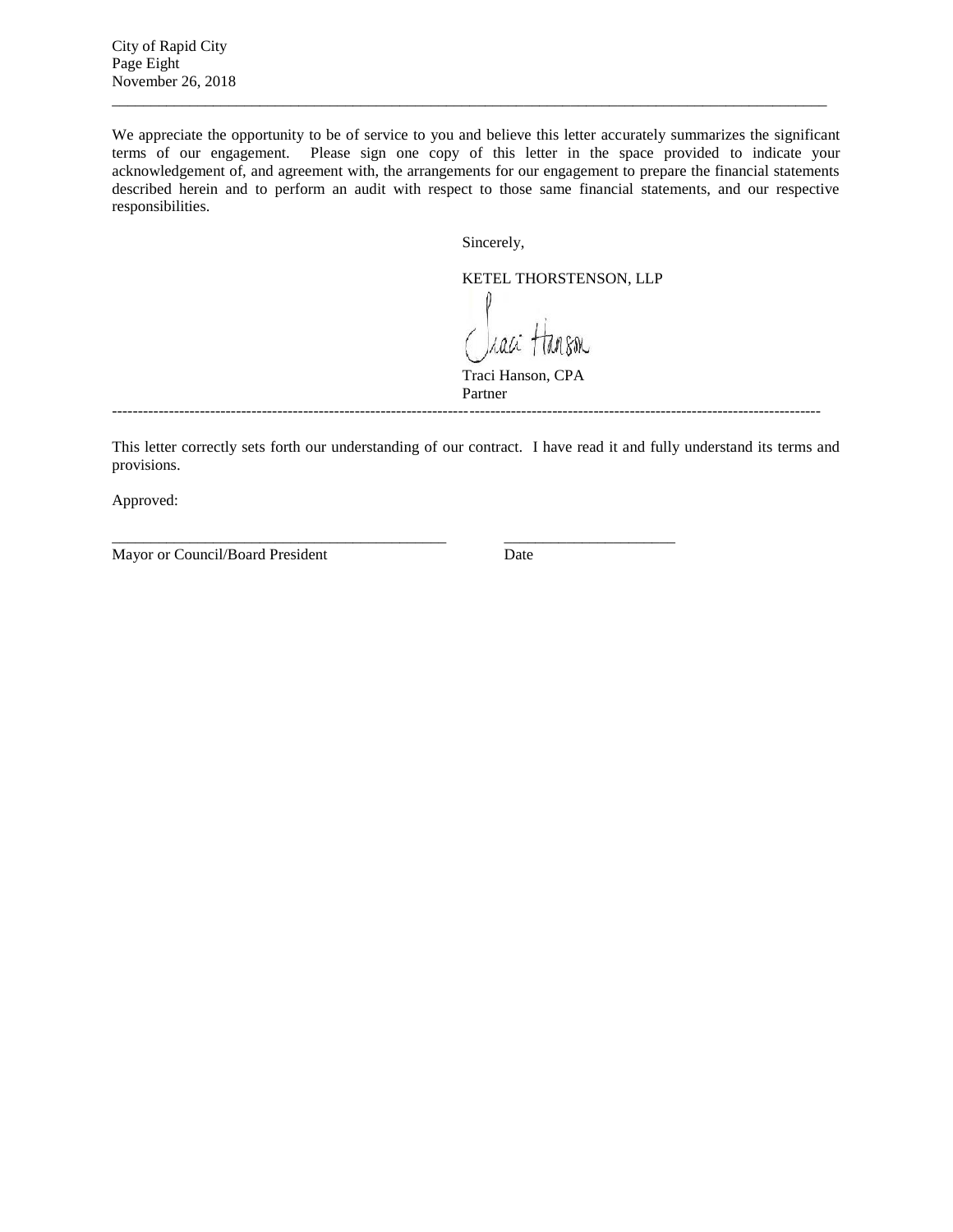We appreciate the opportunity to be of service to you and believe this letter accurately summarizes the significant terms of our engagement. Please sign one copy of this letter in the space provided to indicate your acknowledgement of, and agreement with, the arrangements for our engagement to prepare the financial statements described herein and to perform an audit with respect to those same financial statements, and our respective responsibilities.

Sincerely,

KETEL THORSTENSON, LLP

Traci Hanson

Traci Hanson, CPA
Partner

---

This letter correctly sets forth our understanding of our contract. I have read it and fully understand its terms and provisions.

Approved:

\_\_\_\_\_\_\_\_\_\_\_\_\_\_\_\_\_\_\_\_\_\_\_\_\_\_\_\_\_\_\_\_\_\_\_\_\_\_\_\_\_\_\_ \_\_\_\_\_\_\_\_\_\_\_\_\_\_\_\_\_\_\_\_\_\_
Mayor or Council/Board President Date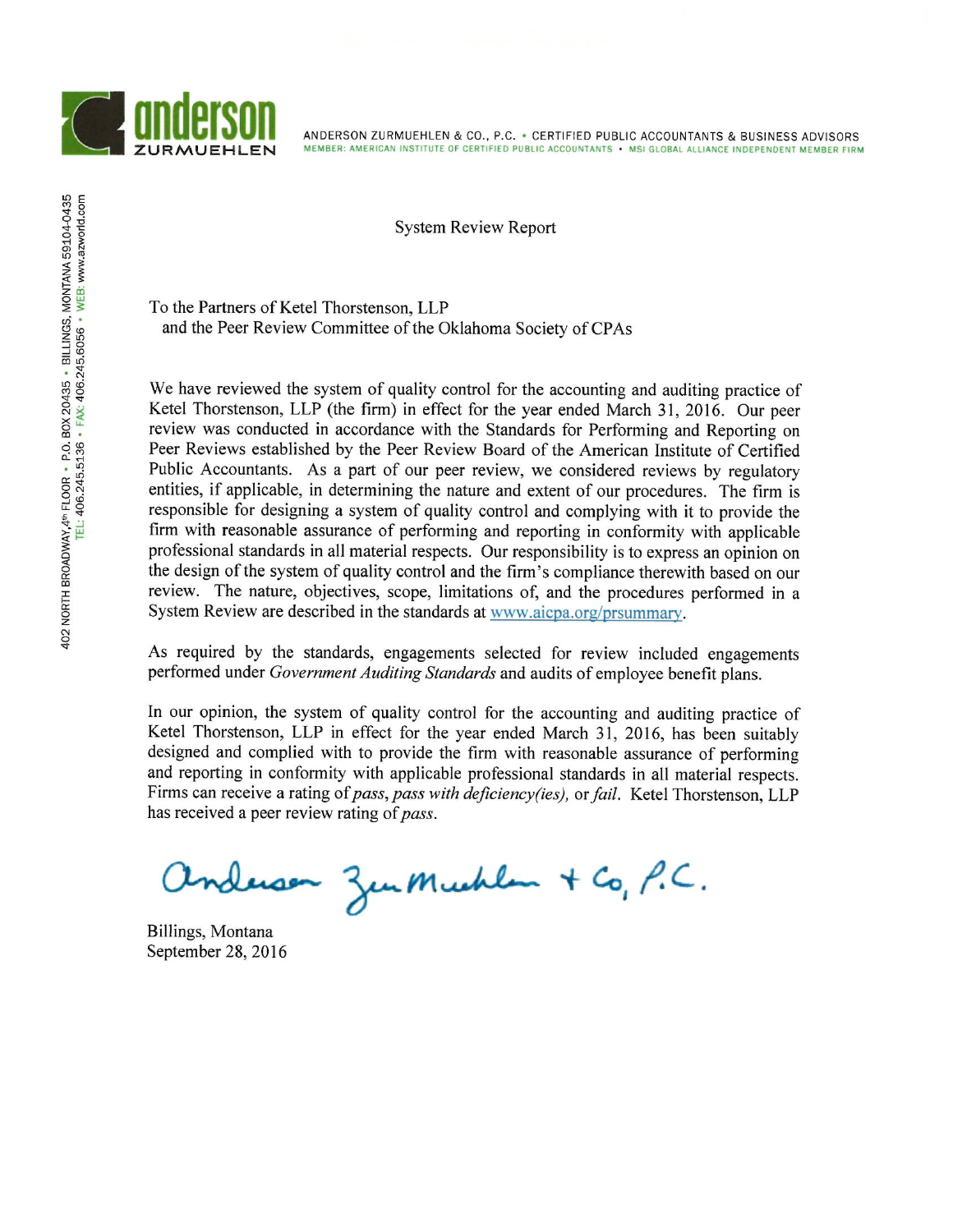anderson ZURMUEHLEN

ANDERSON ZURMUEHLEN & CO., P.C. • CERTIFIED PUBLIC ACCOUNTANTS & BUSINESS ADVISORS
MEMBER: AMERICAN INSTITUTE OF CERTIFIED PUBLIC ACCOUNTANTS • MSI GLOBAL ALLIANCE INDEPENDENT MEMBER FIRM

402 NORTH BROADWAY, 4th FLOOR • P.O. BOX 20435 • BILLINGS, MONTANA 59104-0435
TEL: 406.245.5136 • FAX: 406.245.6056 • WEB: www.azworld.com

# System Review Report

To the Partners of Ketel Thorstenson, LLP
and the Peer Review Committee of the Oklahoma Society of CPAs

We have reviewed the system of quality control for the accounting and auditing practice of Ketel Thorstenson, LLP (the firm) in effect for the year ended March 31, 2016. Our peer review was conducted in accordance with the Standards for Performing and Reporting on Peer Reviews established by the Peer Review Board of the American Institute of Certified Public Accountants. As a part of our peer review, we considered reviews by regulatory entities, if applicable, in determining the nature and extent of our procedures. The firm is responsible for designing a system of quality control and complying with it to provide the firm with reasonable assurance of performing and reporting in conformity with applicable professional standards in all material respects. Our responsibility is to express an opinion on the design of the system of quality control and the firm's compliance therewith based on our review. The nature, objectives, scope, limitations of, and the procedures performed in a System Review are described in the standards at www.aicpa.org/prsummary.

As required by the standards, engagements selected for review included engagements performed under *Government Auditing Standards* and audits of employee benefit plans.

In our opinion, the system of quality control for the accounting and auditing practice of Ketel Thorstenson, LLP in effect for the year ended March 31, 2016, has been suitably designed and complied with to provide the firm with reasonable assurance of performing and reporting in conformity with applicable professional standards in all material respects. Firms can receive a rating of *pass*, *pass with deficiency(ies)*, or *fail*. Ketel Thorstenson, LLP has received a peer review rating of *pass*.

Anderson ZurMuehlen + Co, P.C.

Billings, Montana
September 28, 2016